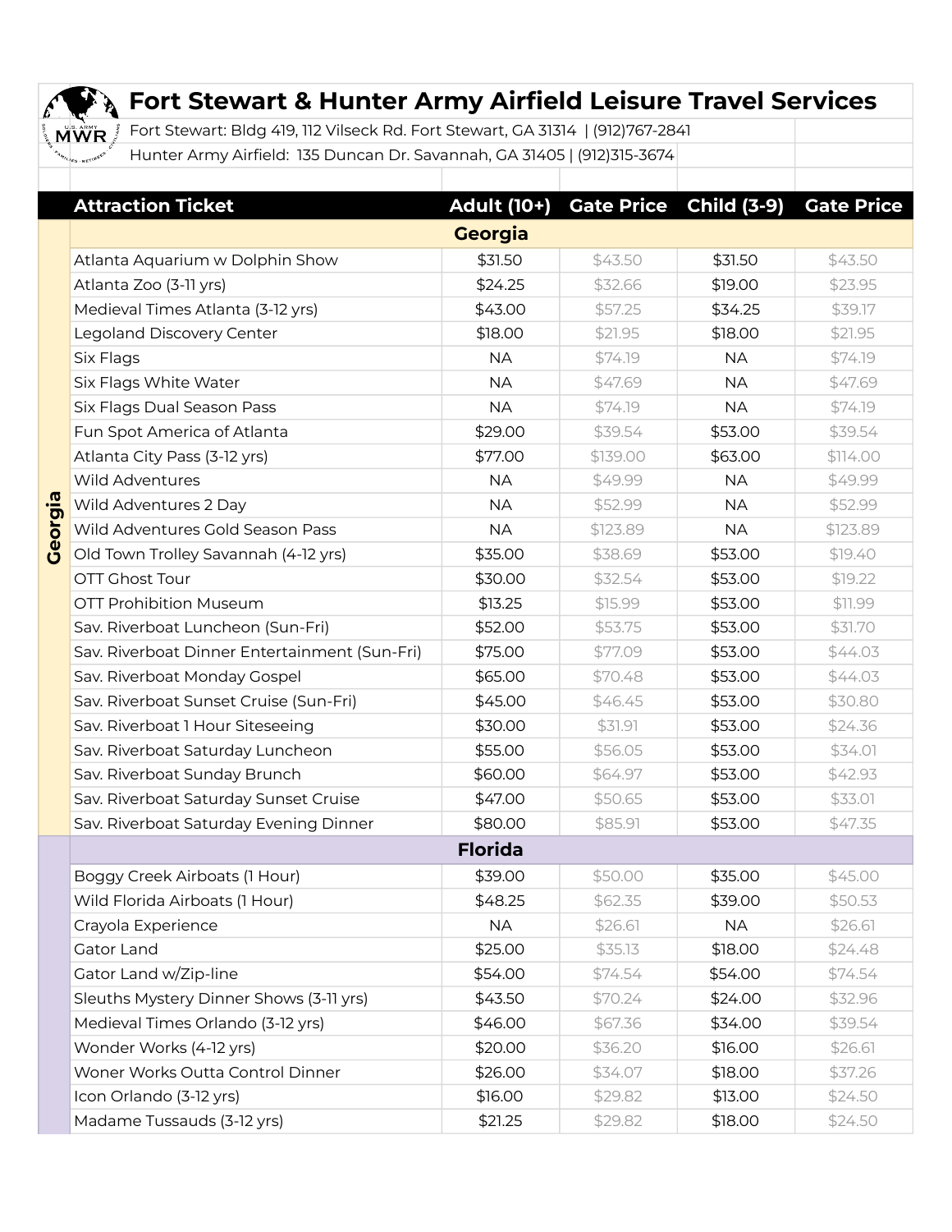# Fort Stewart & Hunter Army Airfield Leisure Travel Services

Fort Stewart: Bldg 419, 112 Vilseck Rd. Fort Stewart, GA 31314 | (912)767-2841

Hunter Army Airfield: 135 Duncan Dr. Savannah, GA 31405 | (912)315-3674

| Attraction Ticket | Adult (10+) | Gate Price | Child (3-9) | Gate Price |
|---|---|---|---|---|
| **Georgia** | | | | |
| Atlanta Aquarium w Dolphin Show | $31.50 | $43.50 | $31.50 | $43.50 |
| Atlanta Zoo (3-11 yrs) | $24.25 | $32.66 | $19.00 | $23.95 |
| Medieval Times Atlanta (3-12 yrs) | $43.00 | $57.25 | $34.25 | $39.17 |
| Legoland Discovery Center | $18.00 | $21.95 | $18.00 | $21.95 |
| Six Flags | NA | $74.19 | NA | $74.19 |
| Six Flags White Water | NA | $47.69 | NA | $47.69 |
| Six Flags Dual Season Pass | NA | $74.19 | NA | $74.19 |
| Fun Spot America of Atlanta | $29.00 | $39.54 | $53.00 | $39.54 |
| Atlanta City Pass (3-12 yrs) | $77.00 | $139.00 | $63.00 | $114.00 |
| Wild Adventures | NA | $49.99 | NA | $49.99 |
| Wild Adventures 2 Day | NA | $52.99 | NA | $52.99 |
| Wild Adventures Gold Season Pass | NA | $123.89 | NA | $123.89 |
| Old Town Trolley Savannah (4-12 yrs) | $35.00 | $38.69 | $53.00 | $19.40 |
| OTT Ghost Tour | $30.00 | $32.54 | $53.00 | $19.22 |
| OTT Prohibition Museum | $13.25 | $15.99 | $53.00 | $11.99 |
| Sav. Riverboat Luncheon (Sun-Fri) | $52.00 | $53.75 | $53.00 | $31.70 |
| Sav. Riverboat Dinner Entertainment (Sun-Fri) | $75.00 | $77.09 | $53.00 | $44.03 |
| Sav. Riverboat Monday Gospel | $65.00 | $70.48 | $53.00 | $44.03 |
| Sav. Riverboat Sunset Cruise (Sun-Fri) | $45.00 | $46.45 | $53.00 | $30.80 |
| Sav. Riverboat 1 Hour Siteseeing | $30.00 | $31.91 | $53.00 | $24.36 |
| Sav. Riverboat Saturday Luncheon | $55.00 | $56.05 | $53.00 | $34.01 |
| Sav. Riverboat Sunday Brunch | $60.00 | $64.97 | $53.00 | $42.93 |
| Sav. Riverboat Saturday Sunset Cruise | $47.00 | $50.65 | $53.00 | $33.01 |
| Sav. Riverboat Saturday Evening Dinner | $80.00 | $85.91 | $53.00 | $47.35 |
| **Florida** | | | | |
| Boggy Creek Airboats (1 Hour) | $39.00 | $50.00 | $35.00 | $45.00 |
| Wild Florida Airboats (1 Hour) | $48.25 | $62.35 | $39.00 | $50.53 |
| Crayola Experience | NA | $26.61 | NA | $26.61 |
| Gator Land | $25.00 | $35.13 | $18.00 | $24.48 |
| Gator Land w/Zip-line | $54.00 | $74.54 | $54.00 | $74.54 |
| Sleuths Mystery Dinner Shows (3-11 yrs) | $43.50 | $70.24 | $24.00 | $32.96 |
| Medieval Times Orlando (3-12 yrs) | $46.00 | $67.36 | $34.00 | $39.54 |
| Wonder Works (4-12 yrs) | $20.00 | $36.20 | $16.00 | $26.61 |
| Woner Works Outta Control Dinner | $26.00 | $34.07 | $18.00 | $37.26 |
| Icon Orlando (3-12 yrs) | $16.00 | $29.82 | $13.00 | $24.50 |
| Madame Tussauds (3-12 yrs) | $21.25 | $29.82 | $18.00 | $24.50 |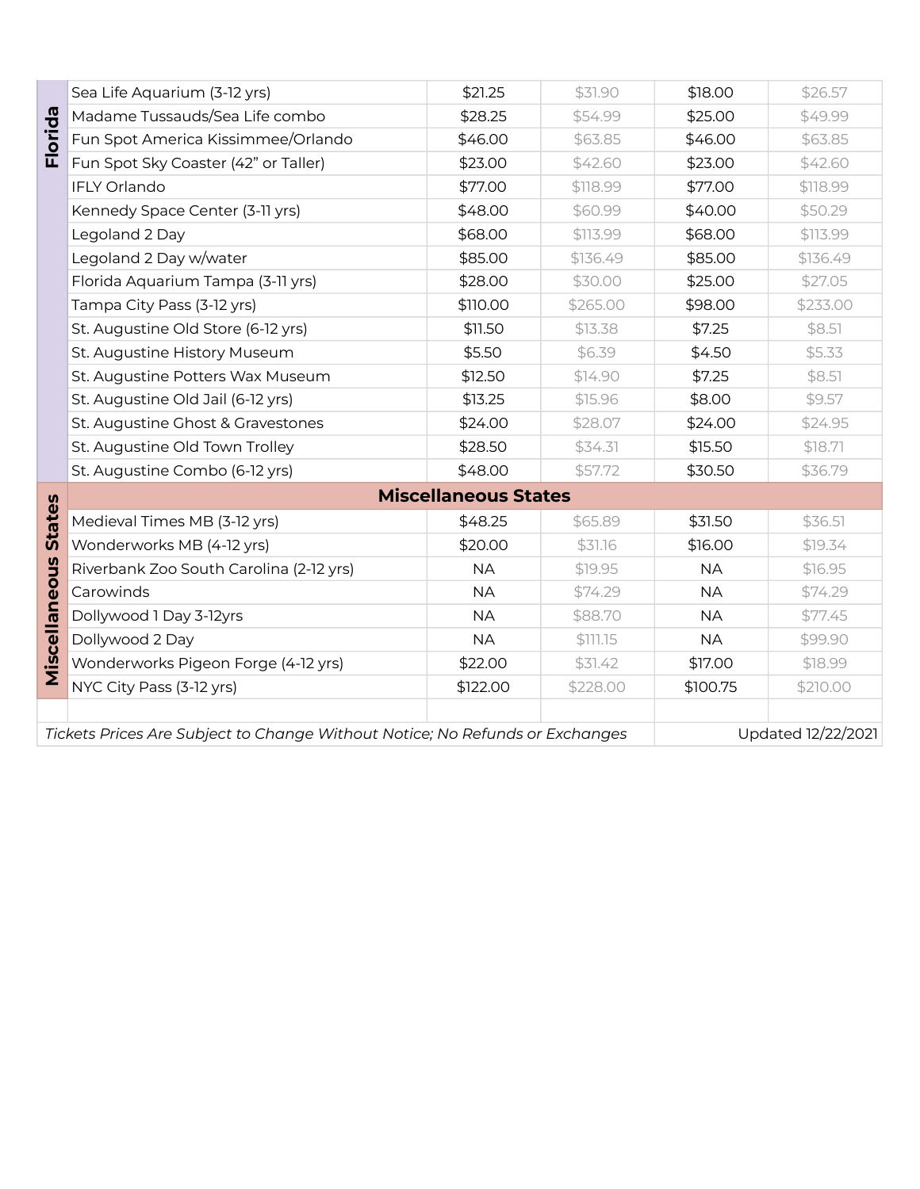| | | | | | |
|---|---|---|---|---|---|
| Florida | Sea Life Aquarium (3-12 yrs) | $21.25 | $31.90 | $18.00 | $26.57 |
| | Madame Tussauds/Sea Life combo | $28.25 | $54.99 | $25.00 | $49.99 |
| | Fun Spot America Kissimmee/Orlando | $46.00 | $63.85 | $46.00 | $63.85 |
| | Fun Spot Sky Coaster (42" or Taller) | $23.00 | $42.60 | $23.00 | $42.60 |
| | IFLY Orlando | $77.00 | $118.99 | $77.00 | $118.99 |
| | Kennedy Space Center (3-11 yrs) | $48.00 | $60.99 | $40.00 | $50.29 |
| | Legoland 2 Day | $68.00 | $113.99 | $68.00 | $113.99 |
| | Legoland 2 Day w/water | $85.00 | $136.49 | $85.00 | $136.49 |
| | Florida Aquarium Tampa (3-11 yrs) | $28.00 | $30.00 | $25.00 | $27.05 |
| | Tampa City Pass (3-12 yrs) | $110.00 | $265.00 | $98.00 | $233.00 |
| | St. Augustine Old Store (6-12 yrs) | $11.50 | $13.38 | $7.25 | $8.51 |
| | St. Augustine History Museum | $5.50 | $6.39 | $4.50 | $5.33 |
| | St. Augustine Potters Wax Museum | $12.50 | $14.90 | $7.25 | $8.51 |
| | St. Augustine Old Jail (6-12 yrs) | $13.25 | $15.96 | $8.00 | $9.57 |
| | St. Augustine Ghost & Gravestones | $24.00 | $28.07 | $24.00 | $24.95 |
| | St. Augustine Old Town Trolley | $28.50 | $34.31 | $15.50 | $18.71 |
| | St. Augustine Combo (6-12 yrs) | $48.00 | $57.72 | $30.50 | $36.79 |
| Miscellaneous States | **Miscellaneous States** | | | | |
| | Medieval Times MB (3-12 yrs) | $48.25 | $65.89 | $31.50 | $36.51 |
| | Wonderworks MB (4-12 yrs) | $20.00 | $31.16 | $16.00 | $19.34 |
| | Riverbank Zoo South Carolina (2-12 yrs) | NA | $19.95 | NA | $16.95 |
| | Carowinds | NA | $74.29 | NA | $74.29 |
| | Dollywood 1 Day 3-12yrs | NA | $88.70 | NA | $77.45 |
| | Dollywood 2 Day | NA | $111.15 | NA | $99.90 |
| | Wonderworks Pigeon Forge (4-12 yrs) | $22.00 | $31.42 | $17.00 | $18.99 |
| | NYC City Pass (3-12 yrs) | $122.00 | $228.00 | $100.75 | $210.00 |

*Tickets Prices Are Subject to Change Without Notice; No Refunds or Exchanges*

Updated 12/22/2021